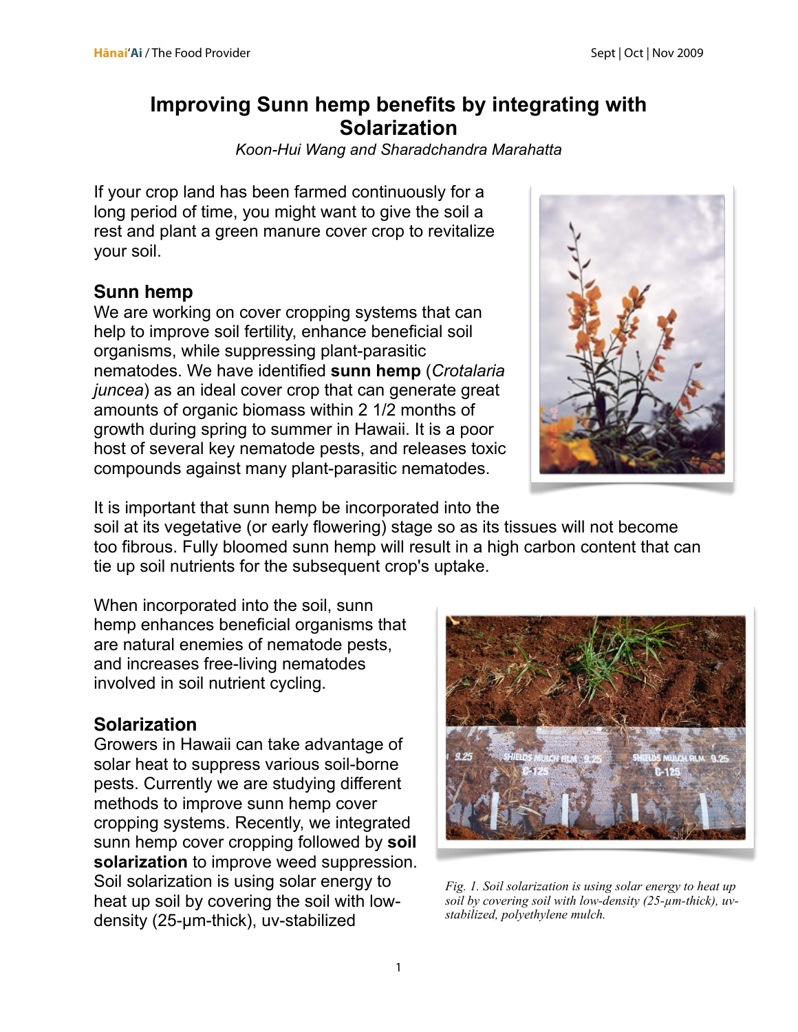# Improving Sunn hemp benefits by integrating with Solarization

*Koon-Hui Wang and Sharadchandra Marahatta*

If your crop land has been farmed continuously for a long period of time, you might want to give the soil a rest and plant a green manure cover crop to revitalize your soil.

## Sunn hemp

We are working on cover cropping systems that can help to improve soil fertility, enhance beneficial soil organisms, while suppressing plant-parasitic nematodes. We have identified **sunn hemp** (*Crotalaria juncea*) as an ideal cover crop that can generate great amounts of organic biomass within 2 1/2 months of growth during spring to summer in Hawaii. It is a poor host of several key nematode pests, and releases toxic compounds against many plant-parasitic nematodes.

It is important that sunn hemp be incorporated into the soil at its vegetative (or early flowering) stage so as its tissues will not become too fibrous. Fully bloomed sunn hemp will result in a high carbon content that can tie up soil nutrients for the subsequent crop's uptake.

When incorporated into the soil, sunn hemp enhances beneficial organisms that are natural enemies of nematode pests, and increases free-living nematodes involved in soil nutrient cycling.

## Solarization

Growers in Hawaii can take advantage of solar heat to suppress various soil-borne pests. Currently we are studying different methods to improve sunn hemp cover cropping systems. Recently, we integrated sunn hemp cover cropping followed by **soil solarization** to improve weed suppression. Soil solarization is using solar energy to heat up soil by covering the soil with low-density (25-μm-thick), uv-stabilized

*Fig. 1. Soil solarization is using solar energy to heat up soil by covering soil with low-density (25-μm-thick), uv-stabilized, polyethylene mulch.*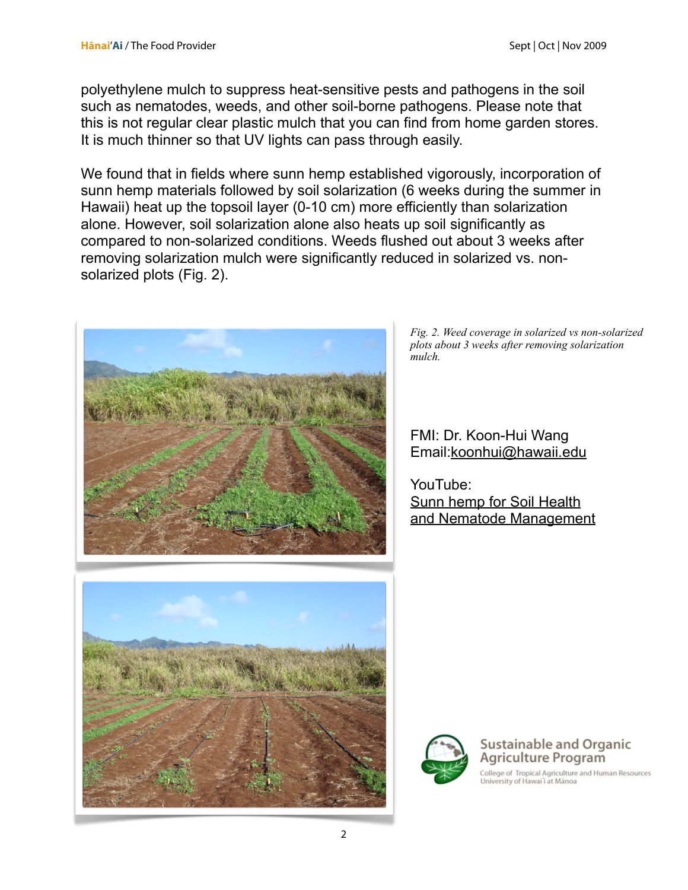polyethylene mulch to suppress heat-sensitive pests and pathogens in the soil such as nematodes, weeds, and other soil-borne pathogens. Please note that this is not regular clear plastic mulch that you can find from home garden stores. It is much thinner so that UV lights can pass through easily.

We found that in fields where sunn hemp established vigorously, incorporation of sunn hemp materials followed by soil solarization (6 weeks during the summer in Hawaii) heat up the topsoil layer (0-10 cm) more efficiently than solarization alone. However, soil solarization alone also heats up soil significantly as compared to non-solarized conditions. Weeds flushed out about 3 weeks after removing solarization mulch were significantly reduced in solarized vs. non-solarized plots (Fig. 2).

*Fig. 2. Weed coverage in solarized vs non-solarized plots about 3 weeks after removing solarization mulch.*

FMI: Dr. Koon-Hui Wang
Email:koonhui@hawaii.edu

YouTube:
Sunn hemp for Soil Health and Nematode Management

Sustainable and Organic Agriculture Program
College of Tropical Agriculture and Human Resources
University of Hawaiʻi at Mānoa